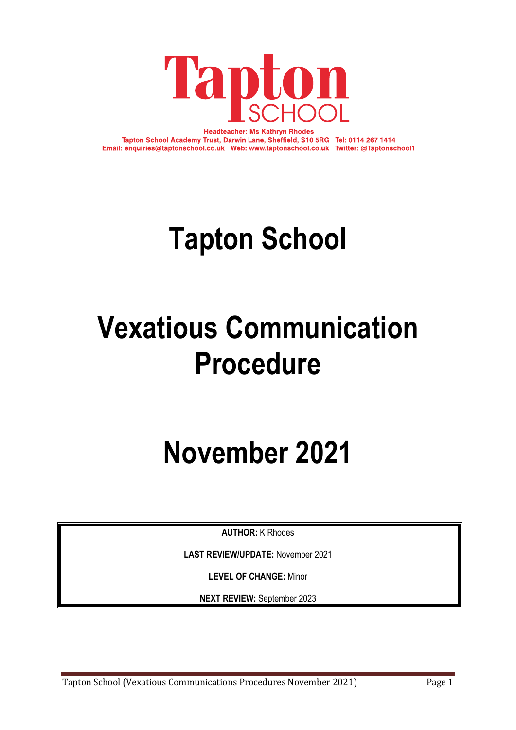# Tapton SCHOOL

**Headteacher: Ms Kathryn Rhodes**
**Tapton School Academy Trust, Darwin Lane, Sheffield, S10 5RG Tel: 0114 267 1414**
**Email: enquiries@taptonschool.co.uk Web: www.taptonschool.co.uk Twitter: @Taptonschool1**

# Tapton School

# Vexatious Communication Procedure

# November 2021

**AUTHOR:** K Rhodes

**LAST REVIEW/UPDATE:** November 2021

**LEVEL OF CHANGE:** Minor

**NEXT REVIEW:** September 2023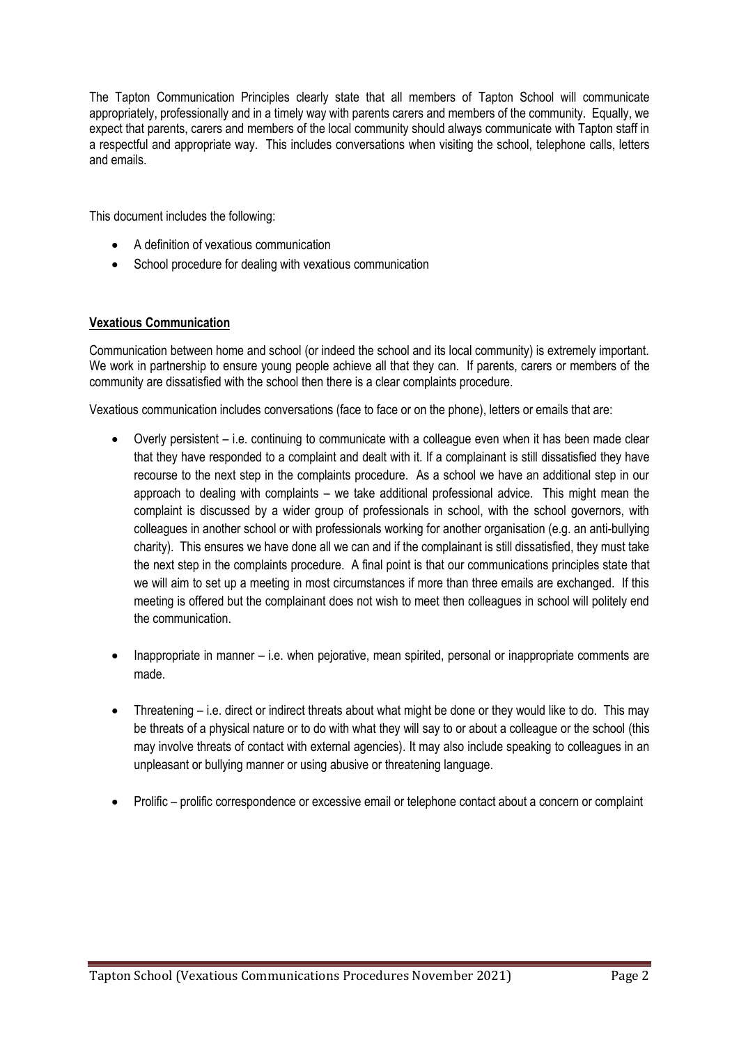The Tapton Communication Principles clearly state that all members of Tapton School will communicate appropriately, professionally and in a timely way with parents carers and members of the community. Equally, we expect that parents, carers and members of the local community should always communicate with Tapton staff in a respectful and appropriate way. This includes conversations when visiting the school, telephone calls, letters and emails.

This document includes the following:

- A definition of vexatious communication
- School procedure for dealing with vexatious communication

## **Vexatious Communication**

Communication between home and school (or indeed the school and its local community) is extremely important. We work in partnership to ensure young people achieve all that they can. If parents, carers or members of the community are dissatisfied with the school then there is a clear complaints procedure.

Vexatious communication includes conversations (face to face or on the phone), letters or emails that are:

- Overly persistent – i.e. continuing to communicate with a colleague even when it has been made clear that they have responded to a complaint and dealt with it. If a complainant is still dissatisfied they have recourse to the next step in the complaints procedure. As a school we have an additional step in our approach to dealing with complaints – we take additional professional advice. This might mean the complaint is discussed by a wider group of professionals in school, with the school governors, with colleagues in another school or with professionals working for another organisation (e.g. an anti-bullying charity). This ensures we have done all we can and if the complainant is still dissatisfied, they must take the next step in the complaints procedure. A final point is that our communications principles state that we will aim to set up a meeting in most circumstances if more than three emails are exchanged. If this meeting is offered but the complainant does not wish to meet then colleagues in school will politely end the communication.

- Inappropriate in manner – i.e. when pejorative, mean spirited, personal or inappropriate comments are made.

- Threatening – i.e. direct or indirect threats about what might be done or they would like to do. This may be threats of a physical nature or to do with what they will say to or about a colleague or the school (this may involve threats of contact with external agencies). It may also include speaking to colleagues in an unpleasant or bullying manner or using abusive or threatening language.

- Prolific – prolific correspondence or excessive email or telephone contact about a concern or complaint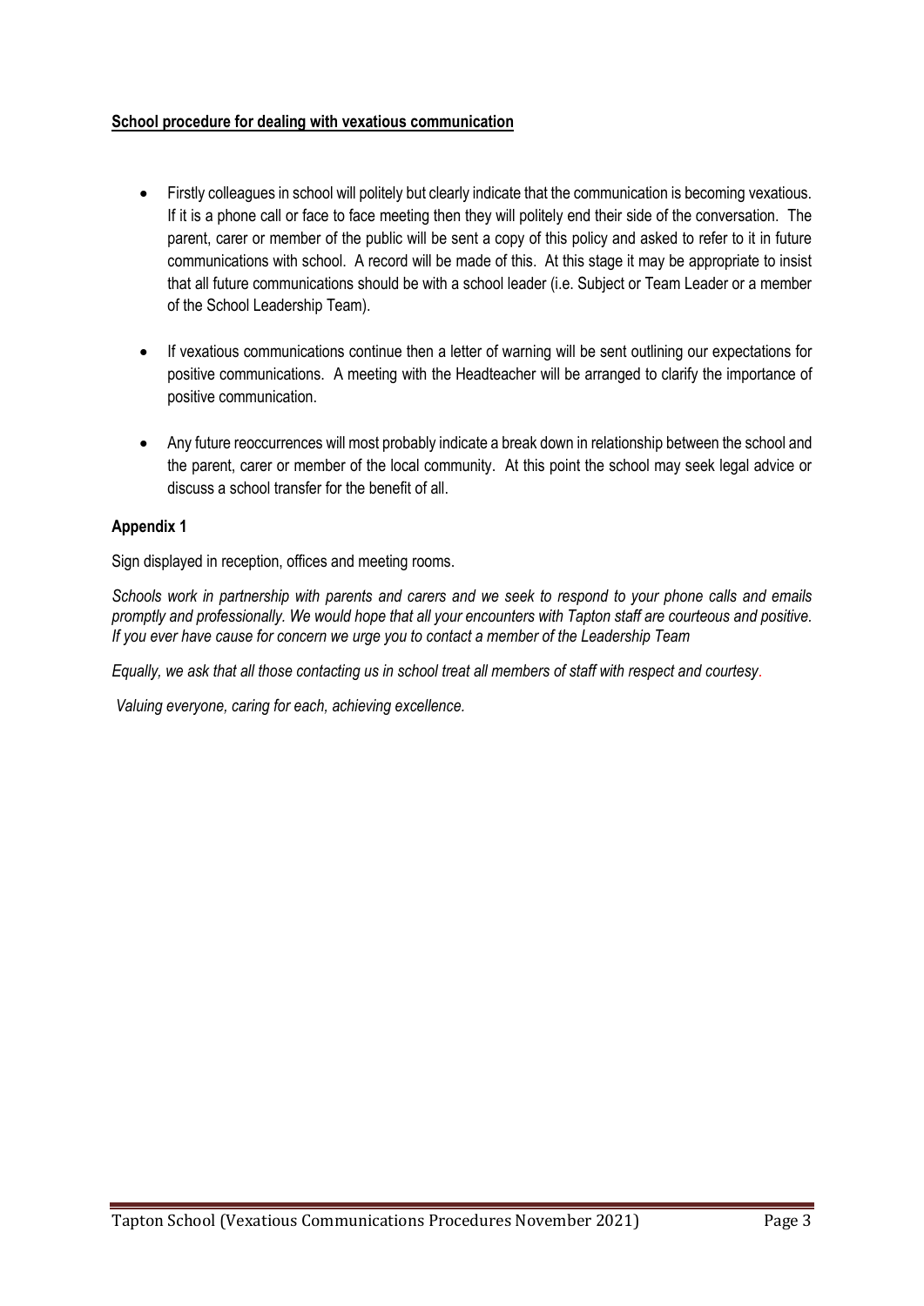**<u>School procedure for dealing with vexatious communication</u>**

- Firstly colleagues in school will politely but clearly indicate that the communication is becoming vexatious. If it is a phone call or face to face meeting then they will politely end their side of the conversation. The parent, carer or member of the public will be sent a copy of this policy and asked to refer to it in future communications with school. A record will be made of this. At this stage it may be appropriate to insist that all future communications should be with a school leader (i.e. Subject or Team Leader or a member of the School Leadership Team).

- If vexatious communications continue then a letter of warning will be sent outlining our expectations for positive communications. A meeting with the Headteacher will be arranged to clarify the importance of positive communication.

- Any future reoccurrences will most probably indicate a break down in relationship between the school and the parent, carer or member of the local community. At this point the school may seek legal advice or discuss a school transfer for the benefit of all.

**Appendix 1**

Sign displayed in reception, offices and meeting rooms.

*Schools work in partnership with parents and carers and we seek to respond to your phone calls and emails promptly and professionally. We would hope that all your encounters with Tapton staff are courteous and positive. If you ever have cause for concern we urge you to contact a member of the Leadership Team*

*Equally, we ask that all those contacting us in school treat all members of staff with respect and courtesy.*

*Valuing everyone, caring for each, achieving excellence.*